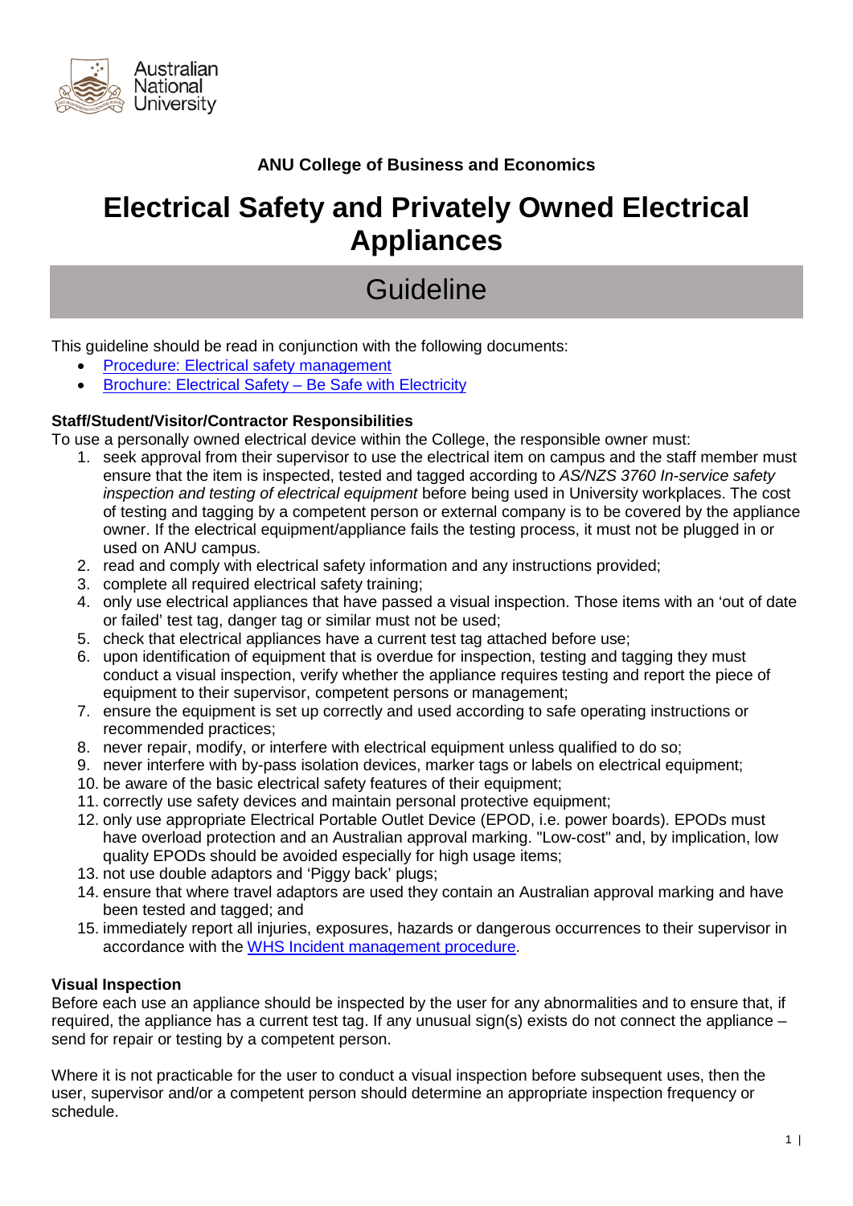**ANU College of Business and Economics**

# Electrical Safety and Privately Owned Electrical Appliances

## Guideline

This guideline should be read in conjunction with the following documents:

- [Procedure: Electrical safety management]()
- [Brochure: Electrical Safety – Be Safe with Electricity]()

### Staff/Student/Visitor/Contractor Responsibilities

To use a personally owned electrical device within the College, the responsible owner must:

1. seek approval from their supervisor to use the electrical item on campus and the staff member must ensure that the item is inspected, tested and tagged according to *AS/NZS 3760 In-service safety inspection and testing of electrical equipment* before being used in University workplaces. The cost of testing and tagging by a competent person or external company is to be covered by the appliance owner. If the electrical equipment/appliance fails the testing process, it must not be plugged in or used on ANU campus.
2. read and comply with electrical safety information and any instructions provided;
3. complete all required electrical safety training;
4. only use electrical appliances that have passed a visual inspection. Those items with an 'out of date or failed' test tag, danger tag or similar must not be used;
5. check that electrical appliances have a current test tag attached before use;
6. upon identification of equipment that is overdue for inspection, testing and tagging they must conduct a visual inspection, verify whether the appliance requires testing and report the piece of equipment to their supervisor, competent persons or management;
7. ensure the equipment is set up correctly and used according to safe operating instructions or recommended practices;
8. never repair, modify, or interfere with electrical equipment unless qualified to do so;
9. never interfere with by-pass isolation devices, marker tags or labels on electrical equipment;
10. be aware of the basic electrical safety features of their equipment;
11. correctly use safety devices and maintain personal protective equipment;
12. only use appropriate Electrical Portable Outlet Device (EPOD, i.e. power boards). EPODs must have overload protection and an Australian approval marking. "Low-cost" and, by implication, low quality EPODs should be avoided especially for high usage items;
13. not use double adaptors and 'Piggy back' plugs;
14. ensure that where travel adaptors are used they contain an Australian approval marking and have been tested and tagged; and
15. immediately report all injuries, exposures, hazards or dangerous occurrences to their supervisor in accordance with the [WHS Incident management procedure]().

### Visual Inspection

Before each use an appliance should be inspected by the user for any abnormalities and to ensure that, if required, the appliance has a current test tag. If any unusual sign(s) exists do not connect the appliance – send for repair or testing by a competent person.

Where it is not practicable for the user to conduct a visual inspection before subsequent uses, then the user, supervisor and/or a competent person should determine an appropriate inspection frequency or schedule.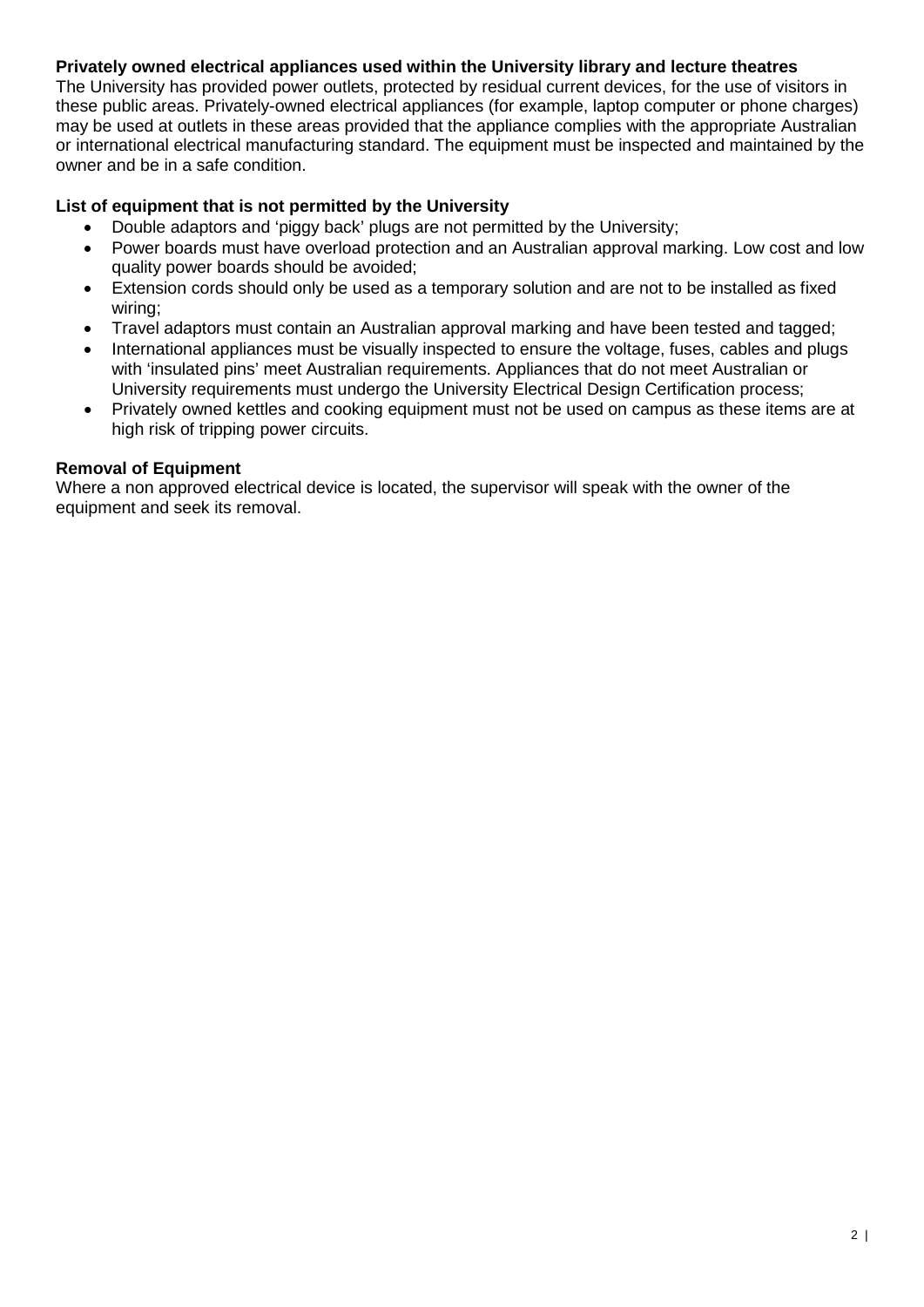**Privately owned electrical appliances used within the University library and lecture theatres**

The University has provided power outlets, protected by residual current devices, for the use of visitors in these public areas. Privately-owned electrical appliances (for example, laptop computer or phone charges) may be used at outlets in these areas provided that the appliance complies with the appropriate Australian or international electrical manufacturing standard. The equipment must be inspected and maintained by the owner and be in a safe condition.

**List of equipment that is not permitted by the University**

- Double adaptors and 'piggy back' plugs are not permitted by the University;
- Power boards must have overload protection and an Australian approval marking. Low cost and low quality power boards should be avoided;
- Extension cords should only be used as a temporary solution and are not to be installed as fixed wiring;
- Travel adaptors must contain an Australian approval marking and have been tested and tagged;
- International appliances must be visually inspected to ensure the voltage, fuses, cables and plugs with 'insulated pins' meet Australian requirements. Appliances that do not meet Australian or University requirements must undergo the University Electrical Design Certification process;
- Privately owned kettles and cooking equipment must not be used on campus as these items are at high risk of tripping power circuits.

**Removal of Equipment**

Where a non approved electrical device is located, the supervisor will speak with the owner of the equipment and seek its removal.